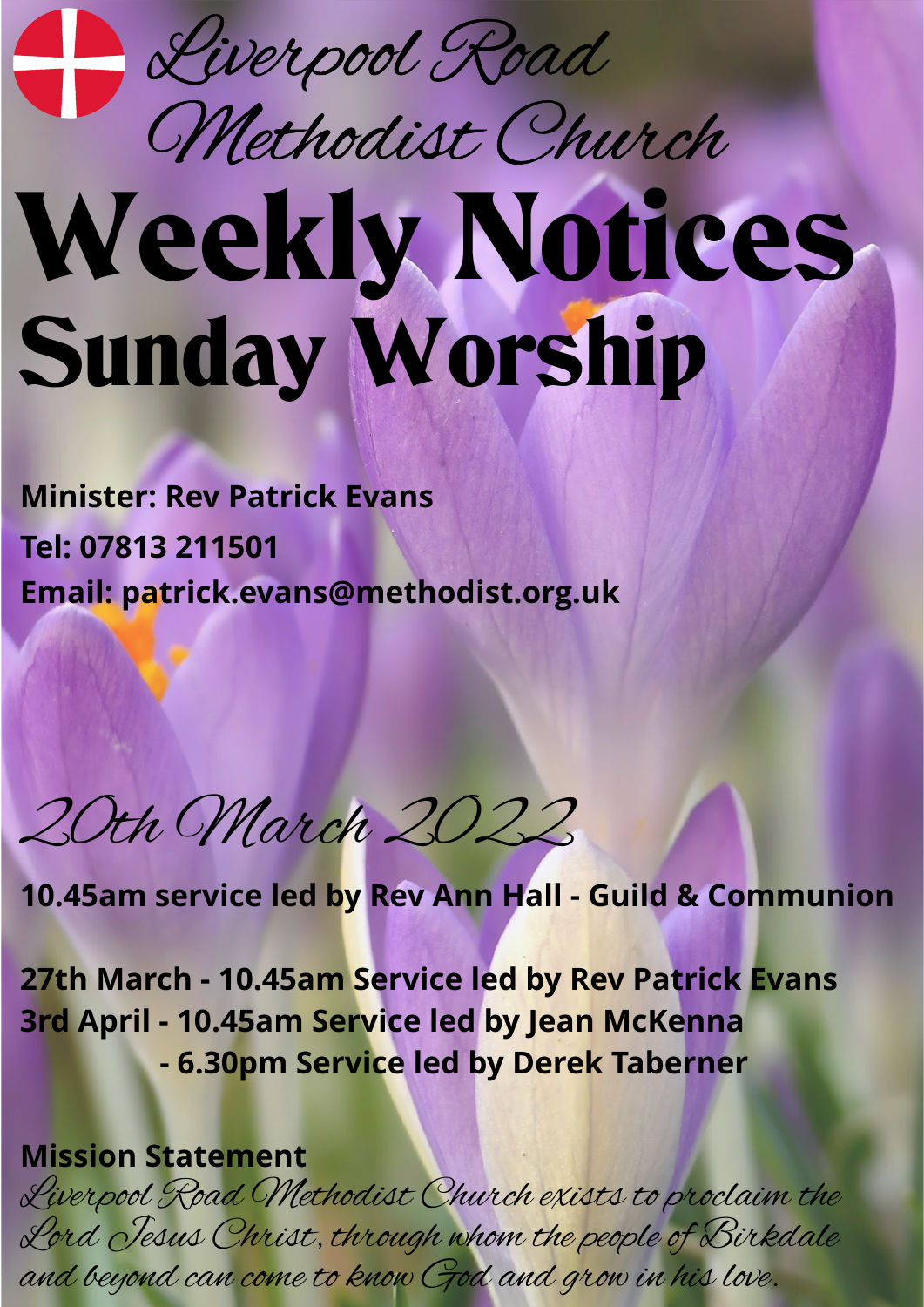# Liverpool Road Methodist Church

# Weekly Notices
## Sunday Worship

**Minister: Rev Patrick Evans**
**Tel: 07813 211501**
**Email: patrick.evans@methodist.org.uk**

## *20th March 2022*

**10.45am service led by Rev Ann Hall - Guild & Communion**

**27th March - 10.45am Service led by Rev Patrick Evans**
**3rd April - 10.45am Service led by Jean McKenna**
**- 6.30pm Service led by Derek Taberner**

**Mission Statement**
*Liverpool Road Methodist Church exists to proclaim the Lord Jesus Christ, through whom the people of Birkdale and beyond can come to know God and grow in his love.*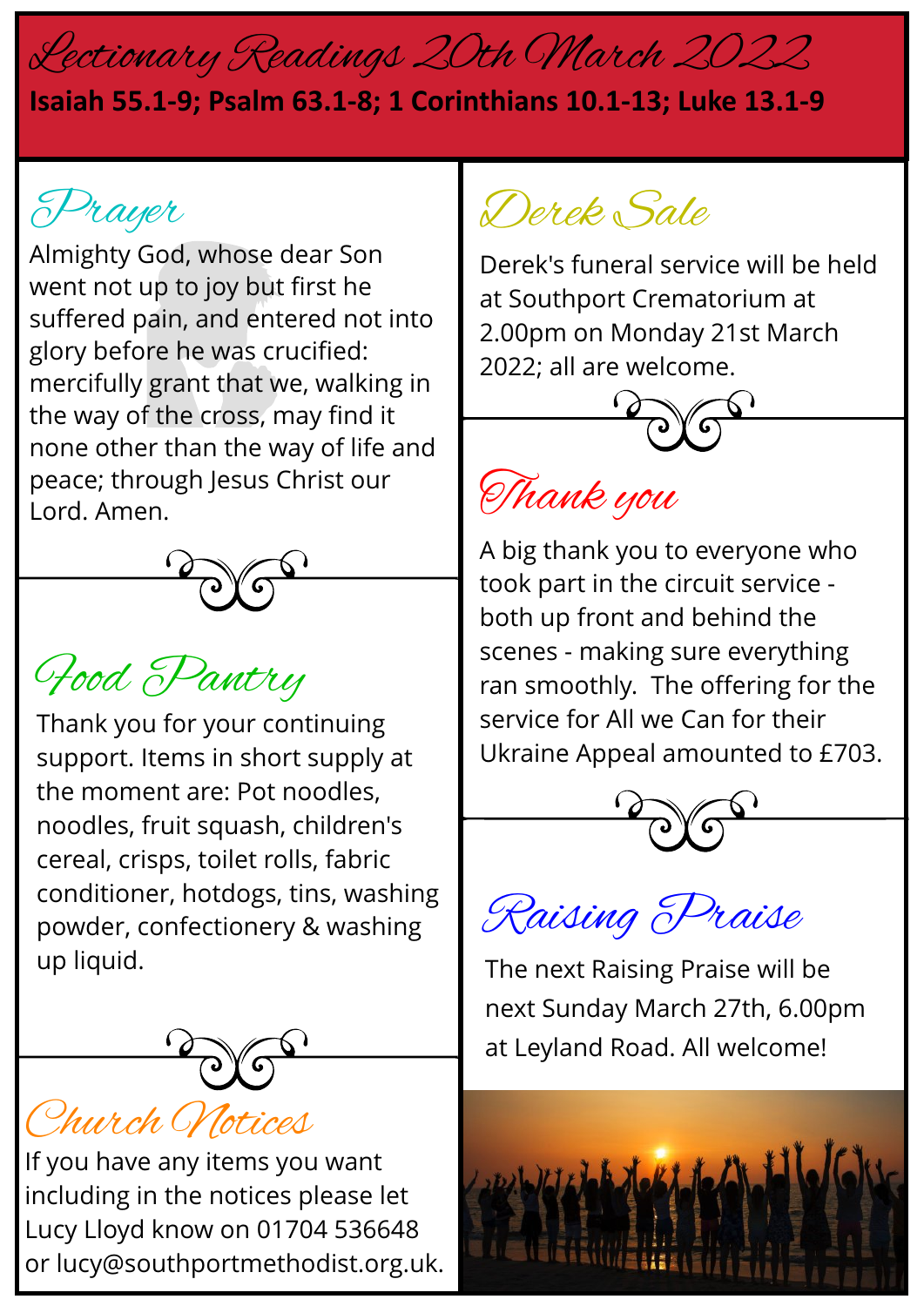# Lectionary Readings 20th March 2022

**Isaiah 55.1-9; Psalm 63.1-8; 1 Corinthians 10.1-13; Luke 13.1-9**

## Prayer

Almighty God, whose dear Son went not up to joy but first he suffered pain, and entered not into glory before he was crucified: mercifully grant that we, walking in the way of the cross, may find it none other than the way of life and peace; through Jesus Christ our Lord. Amen.

## Food Pantry

Thank you for your continuing support. Items in short supply at the moment are: Pot noodles, noodles, fruit squash, children's cereal, crisps, toilet rolls, fabric conditioner, hotdogs, tins, washing powder, confectionery & washing up liquid.

## Church Notices

If you have any items you want including in the notices please let Lucy Lloyd know on 01704 536648 or lucy@southportmethodist.org.uk.

## Derek Sale

Derek's funeral service will be held at Southport Crematorium at 2.00pm on Monday 21st March 2022; all are welcome.

## Thank you

A big thank you to everyone who took part in the circuit service - both up front and behind the scenes - making sure everything ran smoothly. The offering for the service for All we Can for their Ukraine Appeal amounted to £703.

## Raising Praise

The next Raising Praise will be next Sunday March 27th, 6.00pm at Leyland Road. All welcome!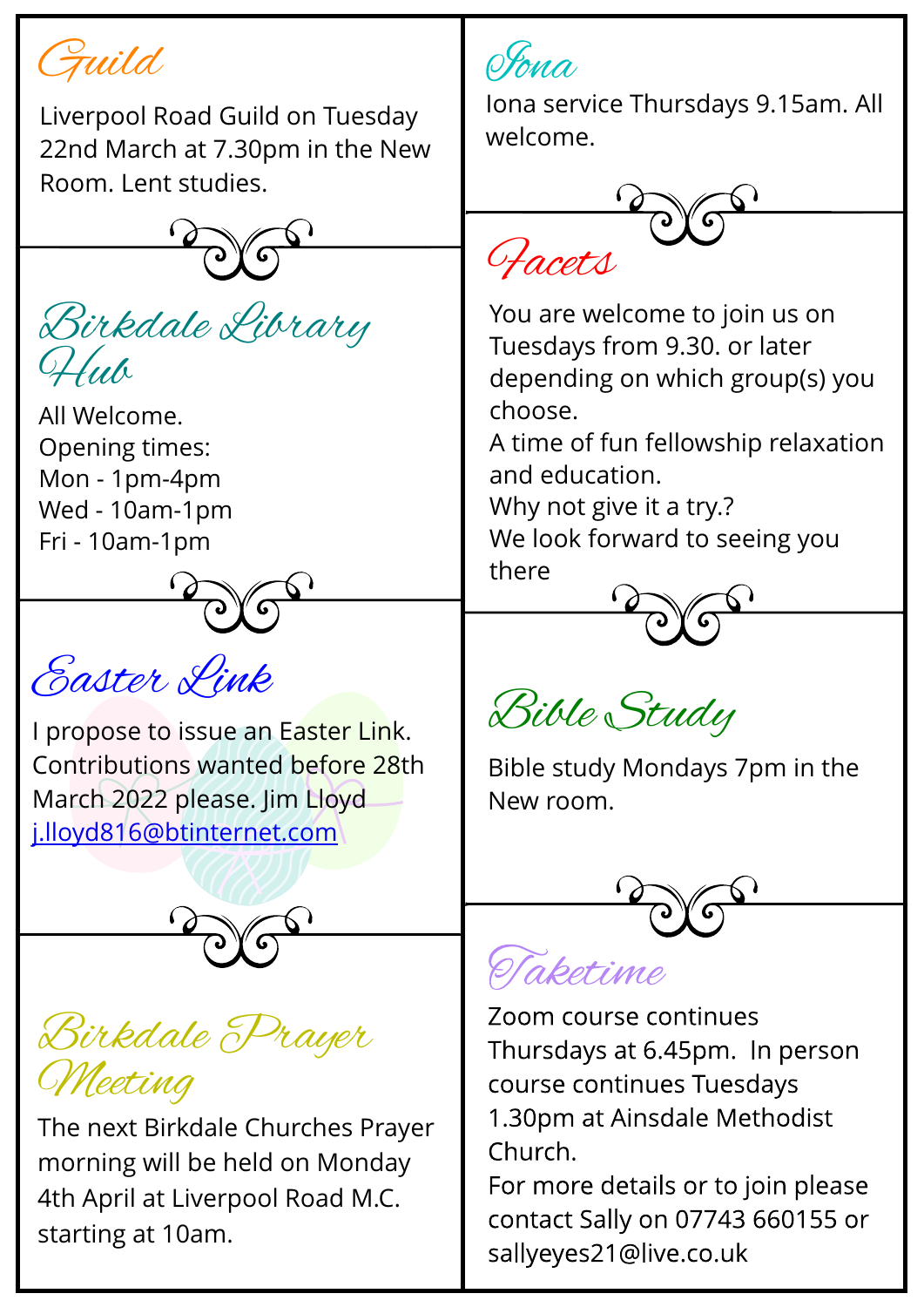## Guild

Liverpool Road Guild on Tuesday 22nd March at 7.30pm in the New Room. Lent studies.

## Birkdale Library Hub

All Welcome.
Opening times:
Mon - 1pm-4pm
Wed - 10am-1pm
Fri - 10am-1pm

## Easter Link

I propose to issue an Easter Link. Contributions wanted before 28th March 2022 please. Jim Lloyd [j.lloyd816@btinternet.com](mailto:j.lloyd816@btinternet.com)

## Birkdale Prayer Meeting

The next Birkdale Churches Prayer morning will be held on Monday 4th April at Liverpool Road M.C. starting at 10am.

## Iona

Iona service Thursdays 9.15am. All welcome.

## Facets

You are welcome to join us on Tuesdays from 9.30. or later depending on which group(s) you choose.
A time of fun fellowship relaxation and education.
Why not give it a try.?
We look forward to seeing you there

## Bible Study

Bible study Mondays 7pm in the New room.

## Taketime

Zoom course continues Thursdays at 6.45pm. In person course continues Tuesdays 1.30pm at Ainsdale Methodist Church.
For more details or to join please contact Sally on 07743 660155 or sallyeyes21@live.co.uk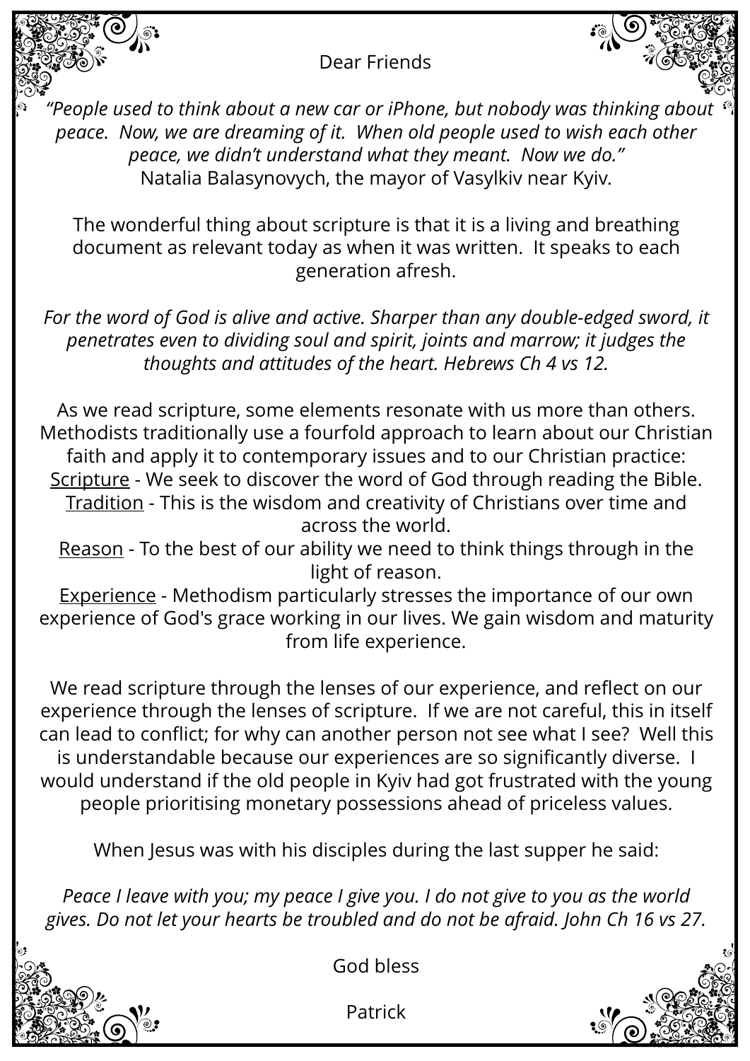Dear Friends

*"People used to think about a new car or iPhone, but nobody was thinking about peace. Now, we are dreaming of it. When old people used to wish each other peace, we didn't understand what they meant. Now we do."*
Natalia Balasynovych, the mayor of Vasylkiv near Kyiv.

The wonderful thing about scripture is that it is a living and breathing document as relevant today as when it was written. It speaks to each generation afresh.

*For the word of God is alive and active. Sharper than any double-edged sword, it penetrates even to dividing soul and spirit, joints and marrow; it judges the thoughts and attitudes of the heart. Hebrews Ch 4 vs 12.*

As we read scripture, some elements resonate with us more than others. Methodists traditionally use a fourfold approach to learn about our Christian faith and apply it to contemporary issues and to our Christian practice:
<u>Scripture</u> - We seek to discover the word of God through reading the Bible.
<u>Tradition</u> - This is the wisdom and creativity of Christians over time and across the world.
<u>Reason</u> - To the best of our ability we need to think things through in the light of reason.
<u>Experience</u> - Methodism particularly stresses the importance of our own experience of God's grace working in our lives. We gain wisdom and maturity from life experience.

We read scripture through the lenses of our experience, and reflect on our experience through the lenses of scripture. If we are not careful, this in itself can lead to conflict; for why can another person not see what I see? Well this is understandable because our experiences are so significantly diverse. I would understand if the old people in Kyiv had got frustrated with the young people prioritising monetary possessions ahead of priceless values.

When Jesus was with his disciples during the last supper he said:

*Peace I leave with you; my peace I give you. I do not give to you as the world gives. Do not let your hearts be troubled and do not be afraid. John Ch 16 vs 27.*

God bless

Patrick